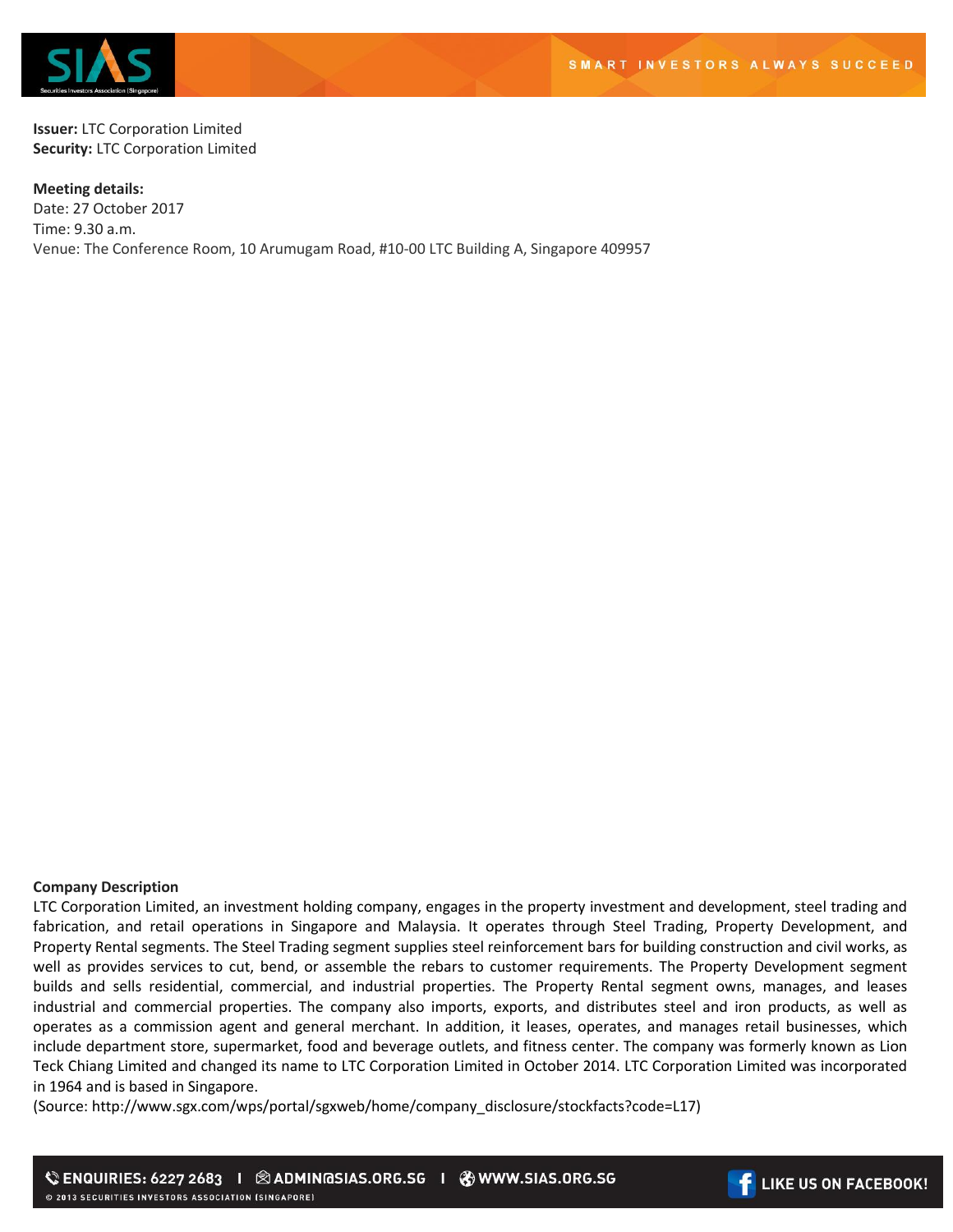**Issuer:** LTC Corporation Limited
**Security:** LTC Corporation Limited

**Meeting details:**
Date: 27 October 2017
Time: 9.30 a.m.
Venue: The Conference Room, 10 Arumugam Road, #10-00 LTC Building A, Singapore 409957

**Company Description**

LTC Corporation Limited, an investment holding company, engages in the property investment and development, steel trading and fabrication, and retail operations in Singapore and Malaysia. It operates through Steel Trading, Property Development, and Property Rental segments. The Steel Trading segment supplies steel reinforcement bars for building construction and civil works, as well as provides services to cut, bend, or assemble the rebars to customer requirements. The Property Development segment builds and sells residential, commercial, and industrial properties. The Property Rental segment owns, manages, and leases industrial and commercial properties. The company also imports, exports, and distributes steel and iron products, as well as operates as a commission agent and general merchant. In addition, it leases, operates, and manages retail businesses, which include department store, supermarket, food and beverage outlets, and fitness center. The company was formerly known as Lion Teck Chiang Limited and changed its name to LTC Corporation Limited in October 2014. LTC Corporation Limited was incorporated in 1964 and is based in Singapore.

(Source: http://www.sgx.com/wps/portal/sgxweb/home/company_disclosure/stockfacts?code=L17)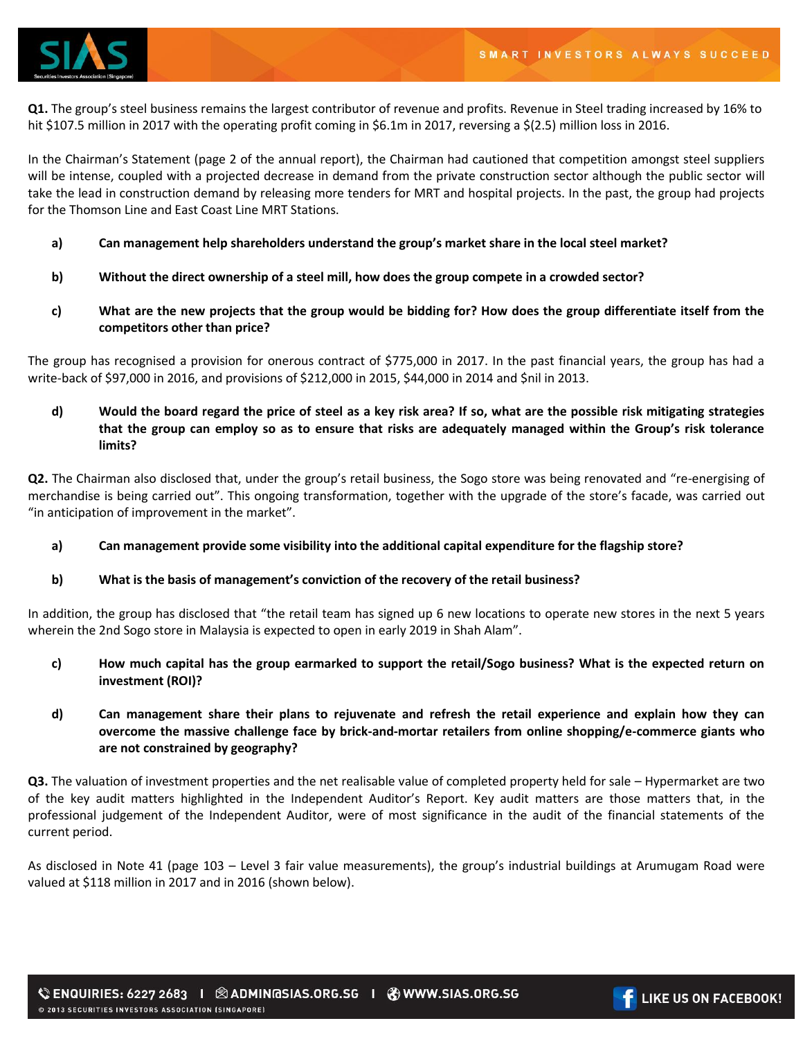**Q1.** The group's steel business remains the largest contributor of revenue and profits. Revenue in Steel trading increased by 16% to hit $107.5 million in 2017 with the operating profit coming in $6.1m in 2017, reversing a $(2.5) million loss in 2016.

In the Chairman's Statement (page 2 of the annual report), the Chairman had cautioned that competition amongst steel suppliers will be intense, coupled with a projected decrease in demand from the private construction sector although the public sector will take the lead in construction demand by releasing more tenders for MRT and hospital projects. In the past, the group had projects for the Thomson Line and East Coast Line MRT Stations.

**a) Can management help shareholders understand the group's market share in the local steel market?**

**b) Without the direct ownership of a steel mill, how does the group compete in a crowded sector?**

**c) What are the new projects that the group would be bidding for? How does the group differentiate itself from the competitors other than price?**

The group has recognised a provision for onerous contract of $775,000 in 2017. In the past financial years, the group has had a write-back of $97,000 in 2016, and provisions of $212,000 in 2015, $44,000 in 2014 and $nil in 2013.

**d) Would the board regard the price of steel as a key risk area? If so, what are the possible risk mitigating strategies that the group can employ so as to ensure that risks are adequately managed within the Group's risk tolerance limits?**

**Q2.** The Chairman also disclosed that, under the group's retail business, the Sogo store was being renovated and "re-energising of merchandise is being carried out". This ongoing transformation, together with the upgrade of the store's facade, was carried out "in anticipation of improvement in the market".

**a) Can management provide some visibility into the additional capital expenditure for the flagship store?**

**b) What is the basis of management's conviction of the recovery of the retail business?**

In addition, the group has disclosed that "the retail team has signed up 6 new locations to operate new stores in the next 5 years wherein the 2nd Sogo store in Malaysia is expected to open in early 2019 in Shah Alam".

**c) How much capital has the group earmarked to support the retail/Sogo business? What is the expected return on investment (ROI)?**

**d) Can management share their plans to rejuvenate and refresh the retail experience and explain how they can overcome the massive challenge face by brick-and-mortar retailers from online shopping/e-commerce giants who are not constrained by geography?**

**Q3.** The valuation of investment properties and the net realisable value of completed property held for sale – Hypermarket are two of the key audit matters highlighted in the Independent Auditor's Report. Key audit matters are those matters that, in the professional judgement of the Independent Auditor, were of most significance in the audit of the financial statements of the current period.

As disclosed in Note 41 (page 103 – Level 3 fair value measurements), the group's industrial buildings at Arumugam Road were valued at $118 million in 2017 and in 2016 (shown below).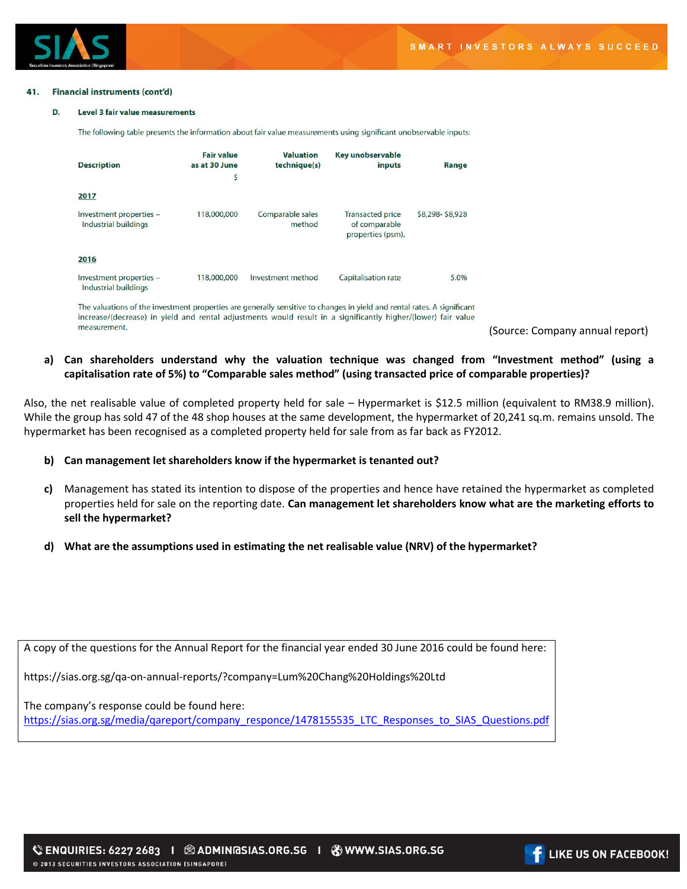**41. Financial instruments (cont'd)**

**D. Level 3 fair value measurements**

The following table presents the information about fair value measurements using significant unobservable inputs:

| Description | Fair value as at 30 June $ | Valuation technique(s) | Key unobservable inputs | Range |
|---|---|---|---|---|
| **2017** | | | | |
| Investment properties – Industrial buildings | 118,000,000 | Comparable sales method | Transacted price of comparable properties (psm). | $8,298- $8,928 |
| **2016** | | | | |
| Investment properties – Industrial buildings | 118,000,000 | Investment method | Capitalisation rate | 5.0% |

The valuations of the investment properties are generally sensitive to changes in yield and rental rates. A significant increase/(decrease) in yield and rental adjustments would result in a significantly higher/(lower) fair value measurement.

(Source: Company annual report)

a) **Can shareholders understand why the valuation technique was changed from "Investment method" (using a capitalisation rate of 5%) to "Comparable sales method" (using transacted price of comparable properties)?**

Also, the net realisable value of completed property held for sale – Hypermarket is $12.5 million (equivalent to RM38.9 million). While the group has sold 47 of the 48 shop houses at the same development, the hypermarket of 20,241 sq.m. remains unsold. The hypermarket has been recognised as a completed property held for sale from as far back as FY2012.

b) **Can management let shareholders know if the hypermarket is tenanted out?**

c) Management has stated its intention to dispose of the properties and hence have retained the hypermarket as completed properties held for sale on the reporting date. **Can management let shareholders know what are the marketing efforts to sell the hypermarket?**

d) **What are the assumptions used in estimating the net realisable value (NRV) of the hypermarket?**

A copy of the questions for the Annual Report for the financial year ended 30 June 2016 could be found here:

https://sias.org.sg/qa-on-annual-reports/?company=Lum%20Chang%20Holdings%20Ltd

The company's response could be found here:
https://sias.org.sg/media/qareport/company_responce/1478155535_LTC_Responses_to_SIAS_Questions.pdf